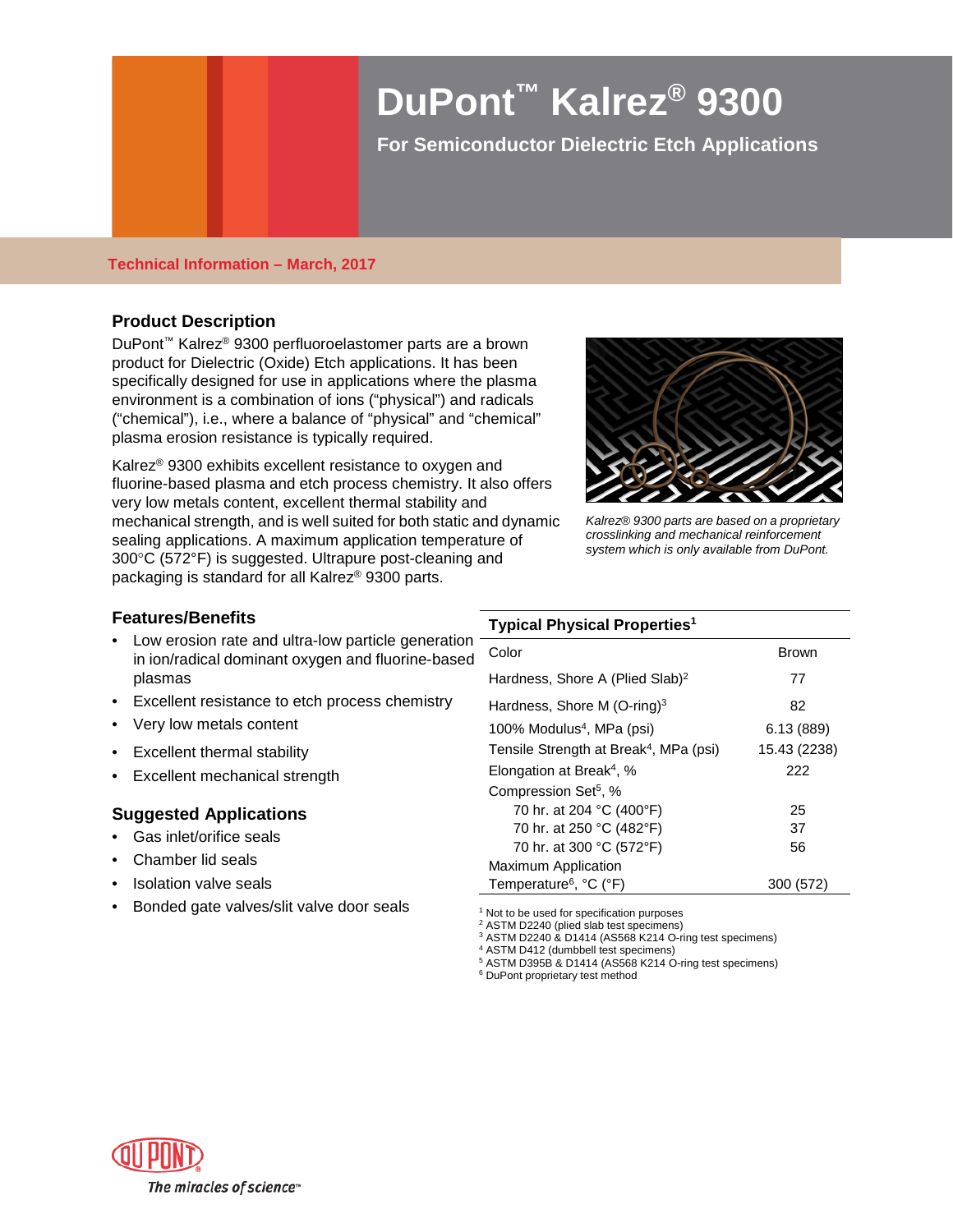# DuPont™ Kalrez® 9300

## For Semiconductor Dielectric Etch Applications

**Technical Information – March, 2017**

### Product Description

DuPont™ Kalrez® 9300 perfluoroelastomer parts are a brown product for Dielectric (Oxide) Etch applications. It has been specifically designed for use in applications where the plasma environment is a combination of ions ("physical") and radicals ("chemical"), i.e., where a balance of "physical" and "chemical" plasma erosion resistance is typically required.

Kalrez® 9300 exhibits excellent resistance to oxygen and fluorine-based plasma and etch process chemistry. It also offers very low metals content, excellent thermal stability and mechanical strength, and is well suited for both static and dynamic sealing applications. A maximum application temperature of 300°C (572°F) is suggested. Ultrapure post-cleaning and packaging is standard for all Kalrez® 9300 parts.

*Kalrez® 9300 parts are based on a proprietary crosslinking and mechanical reinforcement system which is only available from DuPont.*

### Features/Benefits

- Low erosion rate and ultra-low particle generation in ion/radical dominant oxygen and fluorine-based plasmas
- Excellent resistance to etch process chemistry
- Very low metals content
- Excellent thermal stability
- Excellent mechanical strength

### Suggested Applications

- Gas inlet/orifice seals
- Chamber lid seals
- Isolation valve seals
- Bonded gate valves/slit valve door seals

| Typical Physical Properties[1] | |
|---|---|
| Color | Brown |
| Hardness, Shore A (Plied Slab)[2] | 77 |
| Hardness, Shore M (O-ring)[3] | 82 |
| 100% Modulus[4], MPa (psi) | 6.13 (889) |
| Tensile Strength at Break[4], MPa (psi) | 15.43 (2238) |
| Elongation at Break[4], % | 222 |
| Compression Set[5], % | |
| 70 hr. at 204 °C (400°F) | 25 |
| 70 hr. at 250 °C (482°F) | 37 |
| 70 hr. at 300 °C (572°F) | 56 |
| Maximum Application Temperature[6], °C (°F) | 300 (572) |

[1] Not to be used for specification purposes
[2] ASTM D2240 (plied slab test specimens)
[3] ASTM D2240 & D1414 (AS568 K214 O-ring test specimens)
[4] ASTM D412 (dumbbell test specimens)
[5] ASTM D395B & D1414 (AS568 K214 O-ring test specimens)
[6] DuPont proprietary test method

DUPONT
The miracles of science™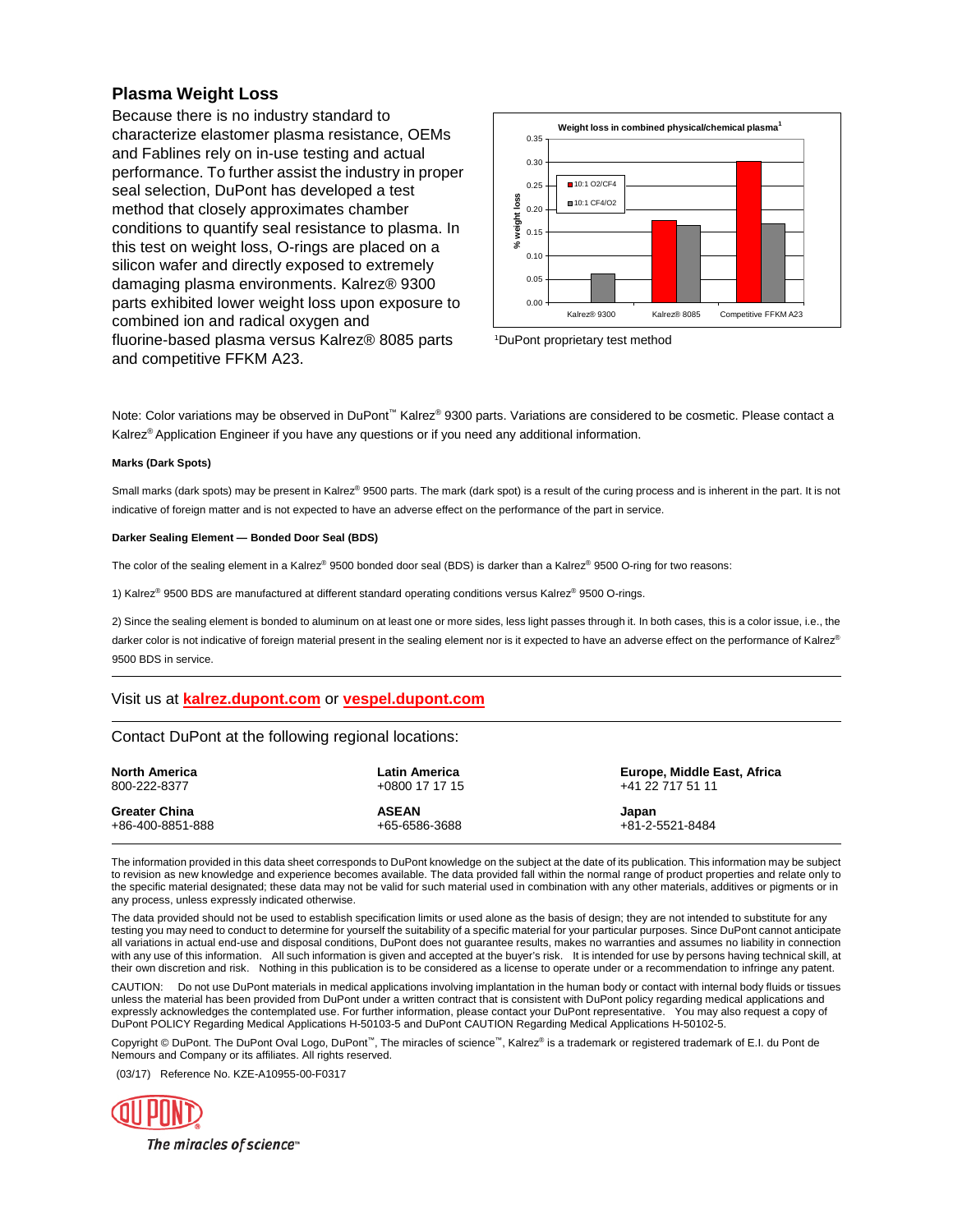## Plasma Weight Loss

Because there is no industry standard to characterize elastomer plasma resistance, OEMs and Fablines rely on in-use testing and actual performance. To further assist the industry in proper seal selection, DuPont has developed a test method that closely approximates chamber conditions to quantify seal resistance to plasma. In this test on weight loss, O-rings are placed on a silicon wafer and directly exposed to extremely damaging plasma environments. Kalrez® 9300 parts exhibited lower weight loss upon exposure to combined ion and radical oxygen and fluorine-based plasma versus Kalrez® 8085 parts and competitive FFKM A23.

**Weight loss in combined physical/chemical plasma[1]**

% weight loss

0.35
0.30
0.25
0.20
0.15
0.10
0.05
0.00

10:1 O2/CF4
10:1 CF4/O2

Kalrez® 9300
Kalrez® 8085
Competitive FFKM A23

[1]DuPont proprietary test method

Note: Color variations may be observed in DuPont™ Kalrez® 9300 parts. Variations are considered to be cosmetic. Please contact a Kalrez® Application Engineer if you have any questions or if you need any additional information.

**Marks (Dark Spots)**

Small marks (dark spots) may be present in Kalrez® 9500 parts. The mark (dark spot) is a result of the curing process and is inherent in the part. It is not indicative of foreign matter and is not expected to have an adverse effect on the performance of the part in service.

**Darker Sealing Element — Bonded Door Seal (BDS)**

The color of the sealing element in a Kalrez® 9500 bonded door seal (BDS) is darker than a Kalrez® 9500 O-ring for two reasons:

1) Kalrez® 9500 BDS are manufactured at different standard operating conditions versus Kalrez® 9500 O-rings.

2) Since the sealing element is bonded to aluminum on at least one or more sides, less light passes through it. In both cases, this is a color issue, i.e., the darker color is not indicative of foreign material present in the sealing element nor is it expected to have an adverse effect on the performance of Kalrez® 9500 BDS in service.

Visit us at **kalrez.dupont.com** or **vespel.dupont.com**

Contact DuPont at the following regional locations:

| | | |
|---|---|---|
| **North America**<br>800-222-8377 | **Latin America**<br>+0800 17 17 15 | **Europe, Middle East, Africa**<br>+41 22 717 51 11 |
| **Greater China**<br>+86-400-8851-888 | **ASEAN**<br>+65-6586-3688 | **Japan**<br>+81-2-5521-8484 |

The information provided in this data sheet corresponds to DuPont knowledge on the subject at the date of its publication. This information may be subject to revision as new knowledge and experience becomes available. The data provided fall within the normal range of product properties and relate only to the specific material designated; these data may not be valid for such material used in combination with any other materials, additives or pigments or in any process, unless expressly indicated otherwise.

The data provided should not be used to establish specification limits or used alone as the basis of design; they are not intended to substitute for any testing you may need to conduct to determine for yourself the suitability of a specific material for your particular purposes. Since DuPont cannot anticipate all variations in actual end-use and disposal conditions, DuPont does not guarantee results, makes no warranties and assumes no liability in connection with any use of this information. All such information is given and accepted at the buyer's risk. It is intended for use by persons having technical skill, at their own discretion and risk. Nothing in this publication is to be considered as a license to operate under or a recommendation to infringe any patent.

CAUTION: Do not use DuPont materials in medical applications involving implantation in the human body or contact with internal body fluids or tissues unless the material has been provided from DuPont under a written contract that is consistent with DuPont policy regarding medical applications and expressly acknowledges the contemplated use. For further information, please contact your DuPont representative. You may also request a copy of DuPont POLICY Regarding Medical Applications H-50103-5 and DuPont CAUTION Regarding Medical Applications H-50102-5.

Copyright © DuPont. The DuPont Oval Logo, DuPont™, The miracles of science™, Kalrez® is a trademark or registered trademark of E.I. du Pont de Nemours and Company or its affiliates. All rights reserved.

(03/17) Reference No. KZE-A10955-00-F0317

*The miracles of science™*